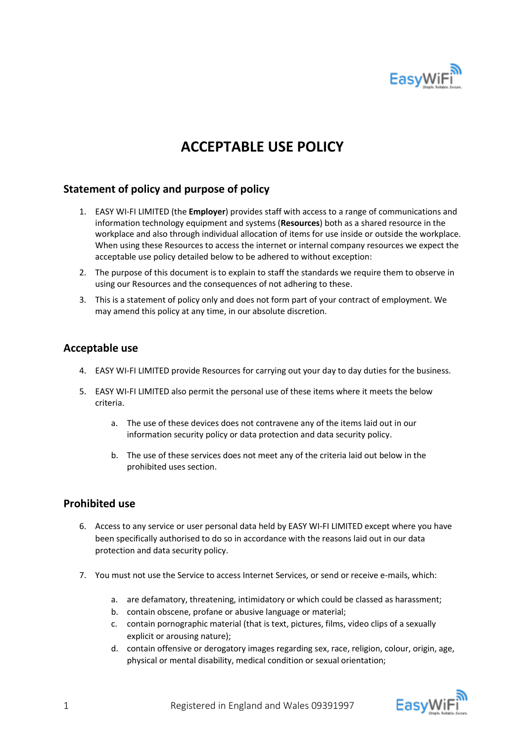# ACCEPTABLE USE POLICY

## Statement of policy and purpose of policy

1. EASY WI-FI LIMITED (the **Employer**) provides staff with access to a range of communications and information technology equipment and systems (**Resources**) both as a shared resource in the workplace and also through individual allocation of items for use inside or outside the workplace. When using these Resources to access the internet or internal company resources we expect the acceptable use policy detailed below to be adhered to without exception:
2. The purpose of this document is to explain to staff the standards we require them to observe in using our Resources and the consequences of not adhering to these.
3. This is a statement of policy only and does not form part of your contract of employment. We may amend this policy at any time, in our absolute discretion.

## Acceptable use

4. EASY WI-FI LIMITED provide Resources for carrying out your day to day duties for the business.
5. EASY WI-FI LIMITED also permit the personal use of these items where it meets the below criteria.
   a. The use of these devices does not contravene any of the items laid out in our information security policy or data protection and data security policy.
   b. The use of these services does not meet any of the criteria laid out below in the prohibited uses section.

## Prohibited use

6. Access to any service or user personal data held by EASY WI-FI LIMITED except where you have been specifically authorised to do so in accordance with the reasons laid out in our data protection and data security policy.
7. You must not use the Service to access Internet Services, or send or receive e-mails, which:
   a. are defamatory, threatening, intimidatory or which could be classed as harassment;
   b. contain obscene, profane or abusive language or material;
   c. contain pornographic material (that is text, pictures, films, video clips of a sexually explicit or arousing nature);
   d. contain offensive or derogatory images regarding sex, race, religion, colour, origin, age, physical or mental disability, medical condition or sexual orientation;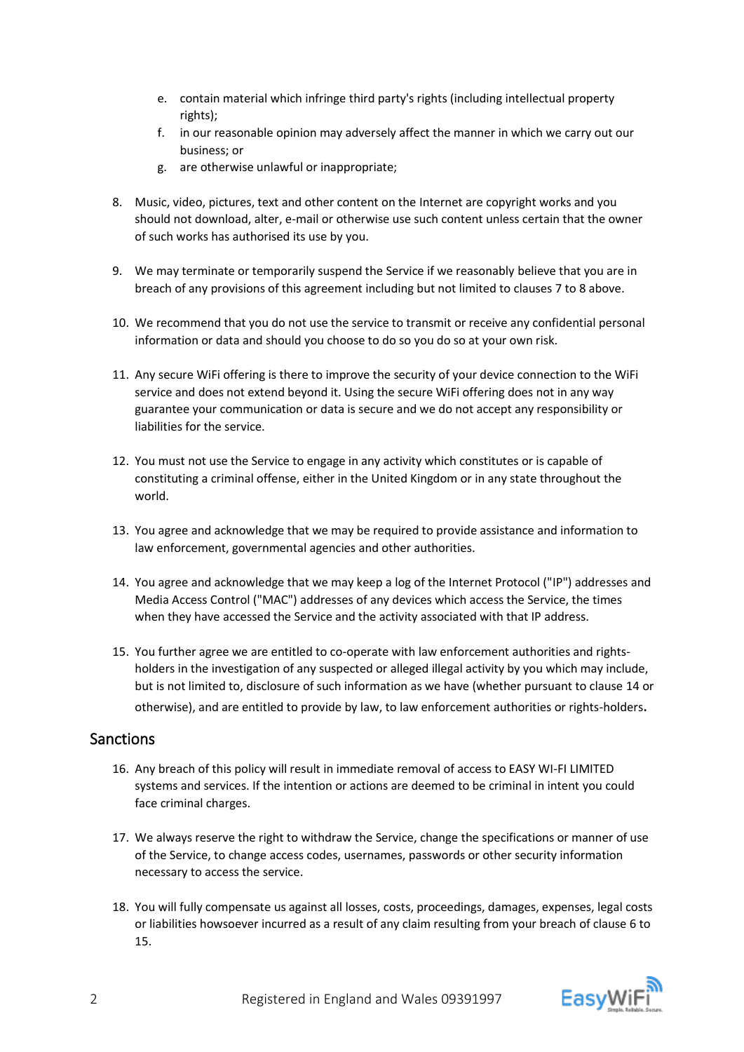e. contain material which infringe third party's rights (including intellectual property rights);
f. in our reasonable opinion may adversely affect the manner in which we carry out our business; or
g. are otherwise unlawful or inappropriate;

8. Music, video, pictures, text and other content on the Internet are copyright works and you should not download, alter, e-mail or otherwise use such content unless certain that the owner of such works has authorised its use by you.

9. We may terminate or temporarily suspend the Service if we reasonably believe that you are in breach of any provisions of this agreement including but not limited to clauses 7 to 8 above.

10. We recommend that you do not use the service to transmit or receive any confidential personal information or data and should you choose to do so you do so at your own risk.

11. Any secure WiFi offering is there to improve the security of your device connection to the WiFi service and does not extend beyond it. Using the secure WiFi offering does not in any way guarantee your communication or data is secure and we do not accept any responsibility or liabilities for the service.

12. You must not use the Service to engage in any activity which constitutes or is capable of constituting a criminal offense, either in the United Kingdom or in any state throughout the world.

13. You agree and acknowledge that we may be required to provide assistance and information to law enforcement, governmental agencies and other authorities.

14. You agree and acknowledge that we may keep a log of the Internet Protocol ("IP") addresses and Media Access Control ("MAC") addresses of any devices which access the Service, the times when they have accessed the Service and the activity associated with that IP address.

15. You further agree we are entitled to co-operate with law enforcement authorities and rights-holders in the investigation of any suspected or alleged illegal activity by you which may include, but is not limited to, disclosure of such information as we have (whether pursuant to clause 14 or otherwise), and are entitled to provide by law, to law enforcement authorities or rights-holders.

## Sanctions

16. Any breach of this policy will result in immediate removal of access to EASY WI-FI LIMITED systems and services. If the intention or actions are deemed to be criminal in intent you could face criminal charges.

17. We always reserve the right to withdraw the Service, change the specifications or manner of use of the Service, to change access codes, usernames, passwords or other security information necessary to access the service.

18. You will fully compensate us against all losses, costs, proceedings, damages, expenses, legal costs or liabilities howsoever incurred as a result of any claim resulting from your breach of clause 6 to 15.

Registered in England and Wales 09391997